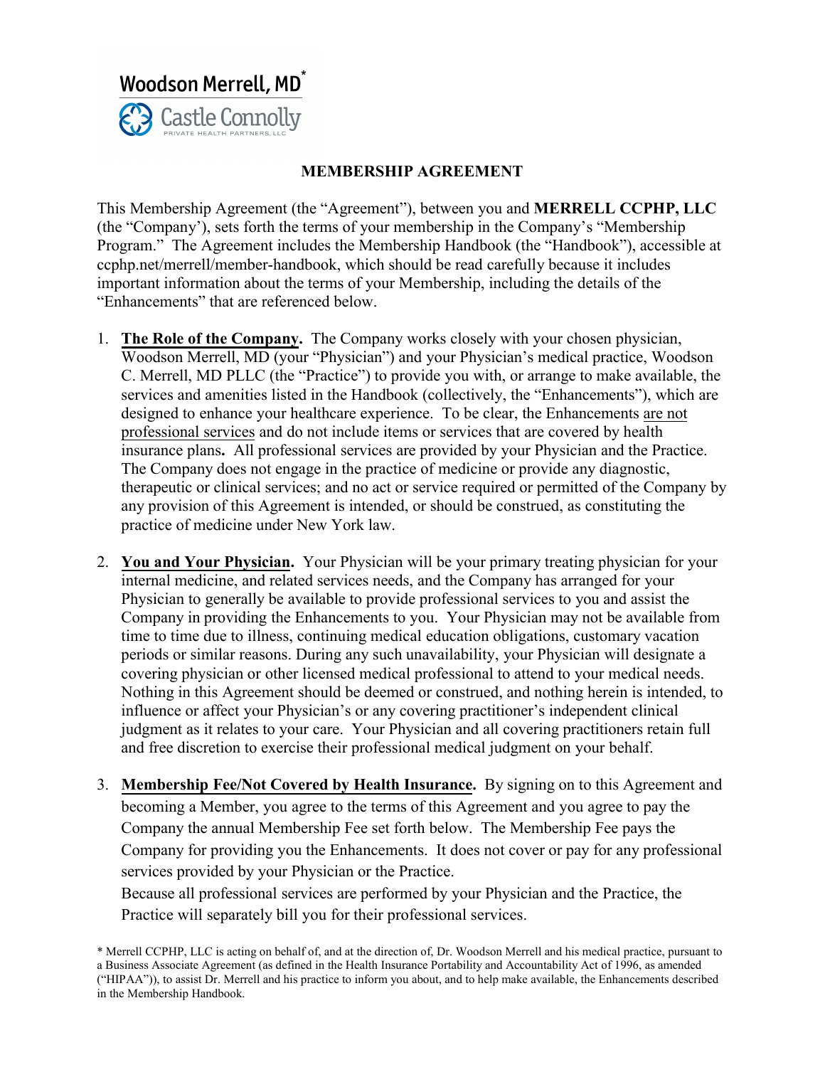Woodson Merrell, MD*

Castle Connolly PRIVATE HEALTH PARTNERS, LLC

# MEMBERSHIP AGREEMENT

This Membership Agreement (the "Agreement"), between you and **MERRELL CCPHP, LLC** (the "Company'), sets forth the terms of your membership in the Company's "Membership Program." The Agreement includes the Membership Handbook (the "Handbook"), accessible at ccphp.net/merrell/member-handbook, which should be read carefully because it includes important information about the terms of your Membership, including the details of the "Enhancements" that are referenced below.

1. **The Role of the Company.** The Company works closely with your chosen physician, Woodson Merrell, MD (your "Physician") and your Physician's medical practice, Woodson C. Merrell, MD PLLC (the "Practice") to provide you with, or arrange to make available, the services and amenities listed in the Handbook (collectively, the "Enhancements"), which are designed to enhance your healthcare experience. To be clear, the Enhancements are not professional services and do not include items or services that are covered by health insurance plans**.** All professional services are provided by your Physician and the Practice. The Company does not engage in the practice of medicine or provide any diagnostic, therapeutic or clinical services; and no act or service required or permitted of the Company by any provision of this Agreement is intended, or should be construed, as constituting the practice of medicine under New York law.

2. **You and Your Physician.** Your Physician will be your primary treating physician for your internal medicine, and related services needs, and the Company has arranged for your Physician to generally be available to provide professional services to you and assist the Company in providing the Enhancements to you. Your Physician may not be available from time to time due to illness, continuing medical education obligations, customary vacation periods or similar reasons. During any such unavailability, your Physician will designate a covering physician or other licensed medical professional to attend to your medical needs. Nothing in this Agreement should be deemed or construed, and nothing herein is intended, to influence or affect your Physician's or any covering practitioner's independent clinical judgment as it relates to your care. Your Physician and all covering practitioners retain full and free discretion to exercise their professional medical judgment on your behalf.

3. **Membership Fee/Not Covered by Health Insurance.** By signing on to this Agreement and becoming a Member, you agree to the terms of this Agreement and you agree to pay the Company the annual Membership Fee set forth below. The Membership Fee pays the Company for providing you the Enhancements. It does not cover or pay for any professional services provided by your Physician or the Practice.

   Because all professional services are performed by your Physician and the Practice, the Practice will separately bill you for their professional services.

\* Merrell CCPHP, LLC is acting on behalf of, and at the direction of, Dr. Woodson Merrell and his medical practice, pursuant to a Business Associate Agreement (as defined in the Health Insurance Portability and Accountability Act of 1996, as amended ("HIPAA")), to assist Dr. Merrell and his practice to inform you about, and to help make available, the Enhancements described in the Membership Handbook.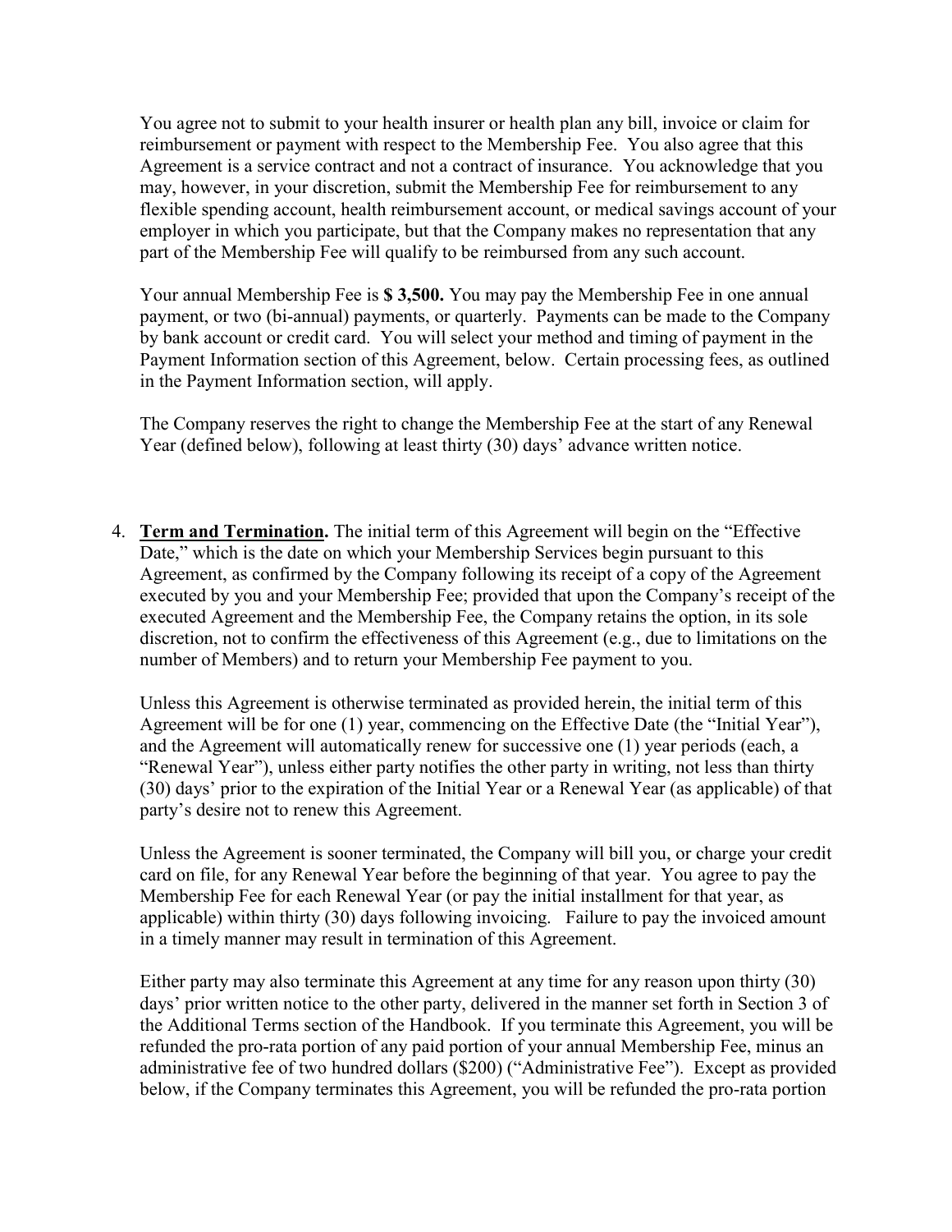You agree not to submit to your health insurer or health plan any bill, invoice or claim for reimbursement or payment with respect to the Membership Fee. You also agree that this Agreement is a service contract and not a contract of insurance. You acknowledge that you may, however, in your discretion, submit the Membership Fee for reimbursement to any flexible spending account, health reimbursement account, or medical savings account of your employer in which you participate, but that the Company makes no representation that any part of the Membership Fee will qualify to be reimbursed from any such account.

Your annual Membership Fee is **$ 3,500.** You may pay the Membership Fee in one annual payment, or two (bi-annual) payments, or quarterly. Payments can be made to the Company by bank account or credit card. You will select your method and timing of payment in the Payment Information section of this Agreement, below. Certain processing fees, as outlined in the Payment Information section, will apply.

The Company reserves the right to change the Membership Fee at the start of any Renewal Year (defined below), following at least thirty (30) days' advance written notice.

4. **<u>Term and Termination</u>.** The initial term of this Agreement will begin on the "Effective Date," which is the date on which your Membership Services begin pursuant to this Agreement, as confirmed by the Company following its receipt of a copy of the Agreement executed by you and your Membership Fee; provided that upon the Company's receipt of the executed Agreement and the Membership Fee, the Company retains the option, in its sole discretion, not to confirm the effectiveness of this Agreement (e.g., due to limitations on the number of Members) and to return your Membership Fee payment to you.

   Unless this Agreement is otherwise terminated as provided herein, the initial term of this Agreement will be for one (1) year, commencing on the Effective Date (the "Initial Year"), and the Agreement will automatically renew for successive one (1) year periods (each, a "Renewal Year"), unless either party notifies the other party in writing, not less than thirty (30) days' prior to the expiration of the Initial Year or a Renewal Year (as applicable) of that party's desire not to renew this Agreement.

   Unless the Agreement is sooner terminated, the Company will bill you, or charge your credit card on file, for any Renewal Year before the beginning of that year. You agree to pay the Membership Fee for each Renewal Year (or pay the initial installment for that year, as applicable) within thirty (30) days following invoicing. Failure to pay the invoiced amount in a timely manner may result in termination of this Agreement.

   Either party may also terminate this Agreement at any time for any reason upon thirty (30) days' prior written notice to the other party, delivered in the manner set forth in Section 3 of the Additional Terms section of the Handbook. If you terminate this Agreement, you will be refunded the pro-rata portion of any paid portion of your annual Membership Fee, minus an administrative fee of two hundred dollars ($200) ("Administrative Fee"). Except as provided below, if the Company terminates this Agreement, you will be refunded the pro-rata portion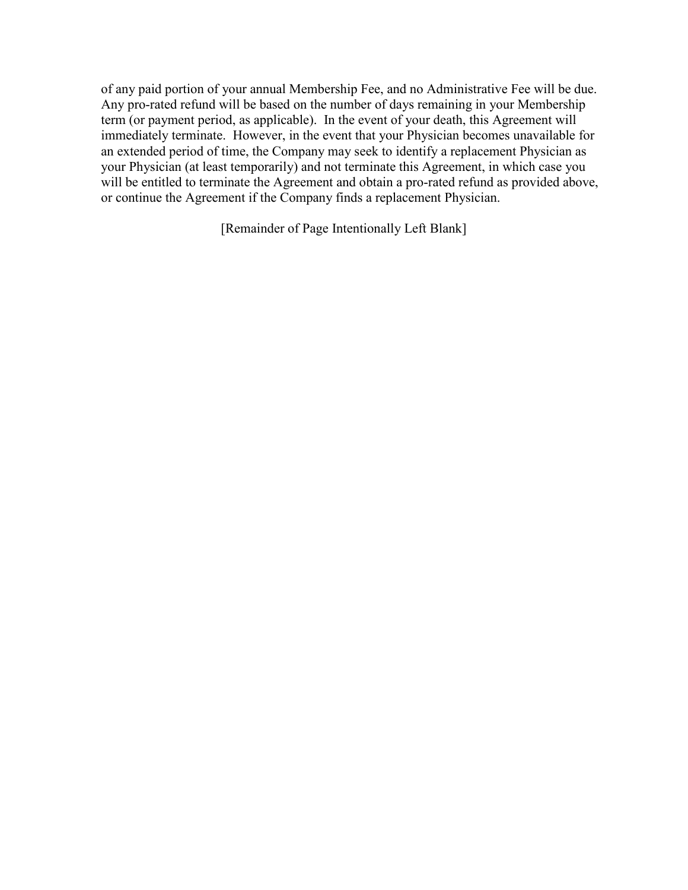of any paid portion of your annual Membership Fee, and no Administrative Fee will be due. Any pro-rated refund will be based on the number of days remaining in your Membership term (or payment period, as applicable). In the event of your death, this Agreement will immediately terminate. However, in the event that your Physician becomes unavailable for an extended period of time, the Company may seek to identify a replacement Physician as your Physician (at least temporarily) and not terminate this Agreement, in which case you will be entitled to terminate the Agreement and obtain a pro-rated refund as provided above, or continue the Agreement if the Company finds a replacement Physician.

[Remainder of Page Intentionally Left Blank]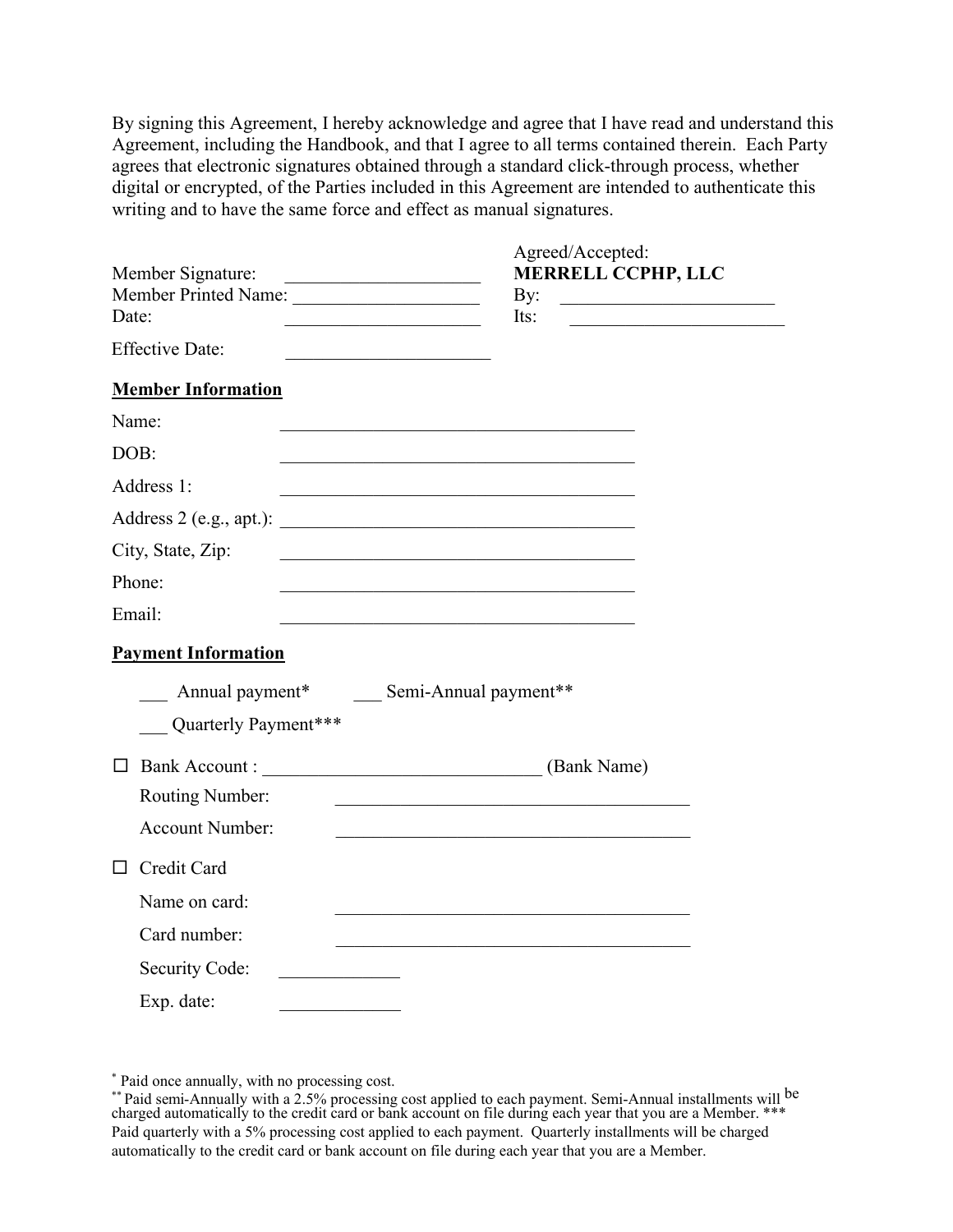By signing this Agreement, I hereby acknowledge and agree that I have read and understand this Agreement, including the Handbook, and that I agree to all terms contained therein. Each Party agrees that electronic signatures obtained through a standard click-through process, whether digital or encrypted, of the Parties included in this Agreement are intended to authenticate this writing and to have the same force and effect as manual signatures.

| | |
|---|---|
| | Agreed/Accepted: |
| Member Signature: ____________________ | **MERRELL CCPHP, LLC** |
| Member Printed Name: ____________________ | By: ______________________ |
| Date: ____________________ | Its: ______________________ |

Effective Date: ____________________

**Member Information**

Name: ______________________________________

DOB: ______________________________________

Address 1: ______________________________________

Address 2 (e.g., apt.): ______________________________________

City, State, Zip: ______________________________________

Phone: ______________________________________

Email: ______________________________________

**Payment Information**

___ Annual payment* ___ Semi-Annual payment**

___ Quarterly Payment***

☐ Bank Account : ____________________________ (Bank Name)

Routing Number: ______________________________________

Account Number: ______________________________________

☐ Credit Card

Name on card: ______________________________________

Card number: ______________________________________

Security Code: ____________

Exp. date: ____________

* Paid once annually, with no processing cost.

** Paid semi-Annually with a 2.5% processing cost applied to each payment. Semi-Annual installments will be charged automatically to the credit card or bank account on file during each year that you are a Member.

*** Paid quarterly with a 5% processing cost applied to each payment. Quarterly installments will be charged automatically to the credit card or bank account on file during each year that you are a Member.